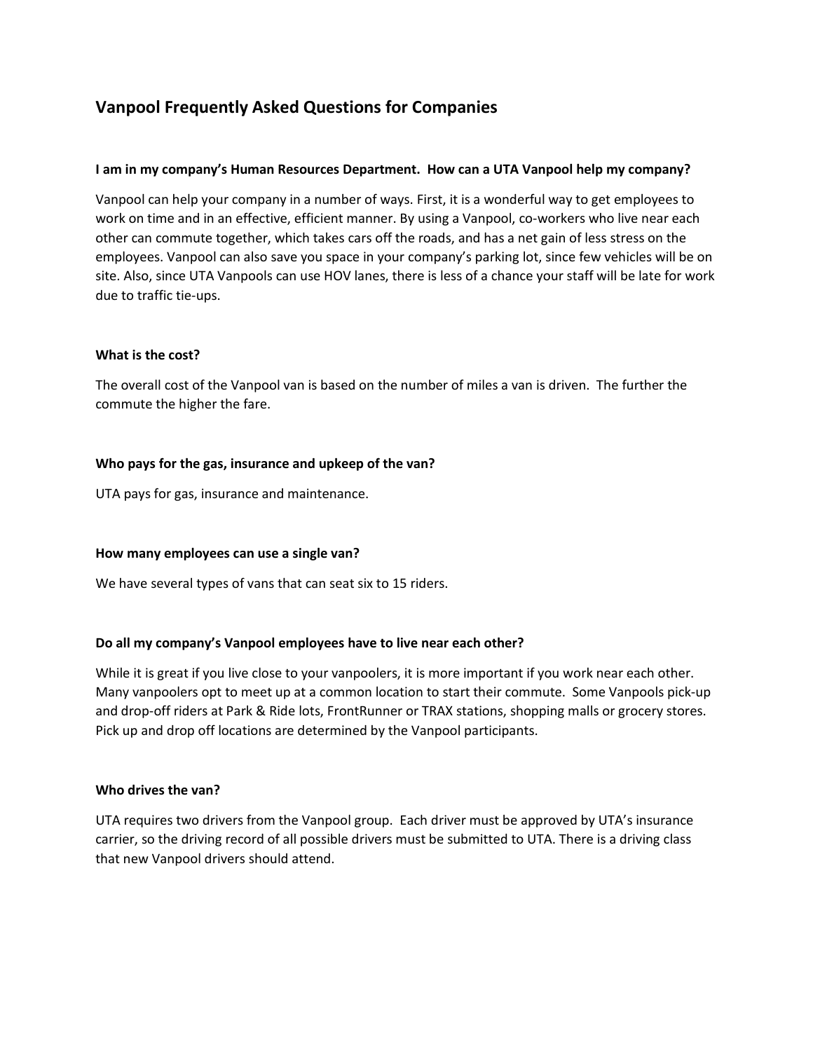# Vanpool Frequently Asked Questions for Companies

**I am in my company's Human Resources Department. How can a UTA Vanpool help my company?**

Vanpool can help your company in a number of ways. First, it is a wonderful way to get employees to work on time and in an effective, efficient manner. By using a Vanpool, co-workers who live near each other can commute together, which takes cars off the roads, and has a net gain of less stress on the employees. Vanpool can also save you space in your company's parking lot, since few vehicles will be on site. Also, since UTA Vanpools can use HOV lanes, there is less of a chance your staff will be late for work due to traffic tie-ups.

**What is the cost?**

The overall cost of the Vanpool van is based on the number of miles a van is driven. The further the commute the higher the fare.

**Who pays for the gas, insurance and upkeep of the van?**

UTA pays for gas, insurance and maintenance.

**How many employees can use a single van?**

We have several types of vans that can seat six to 15 riders.

**Do all my company's Vanpool employees have to live near each other?**

While it is great if you live close to your vanpoolers, it is more important if you work near each other. Many vanpoolers opt to meet up at a common location to start their commute. Some Vanpools pick-up and drop-off riders at Park & Ride lots, FrontRunner or TRAX stations, shopping malls or grocery stores. Pick up and drop off locations are determined by the Vanpool participants.

**Who drives the van?**

UTA requires two drivers from the Vanpool group. Each driver must be approved by UTA's insurance carrier, so the driving record of all possible drivers must be submitted to UTA. There is a driving class that new Vanpool drivers should attend.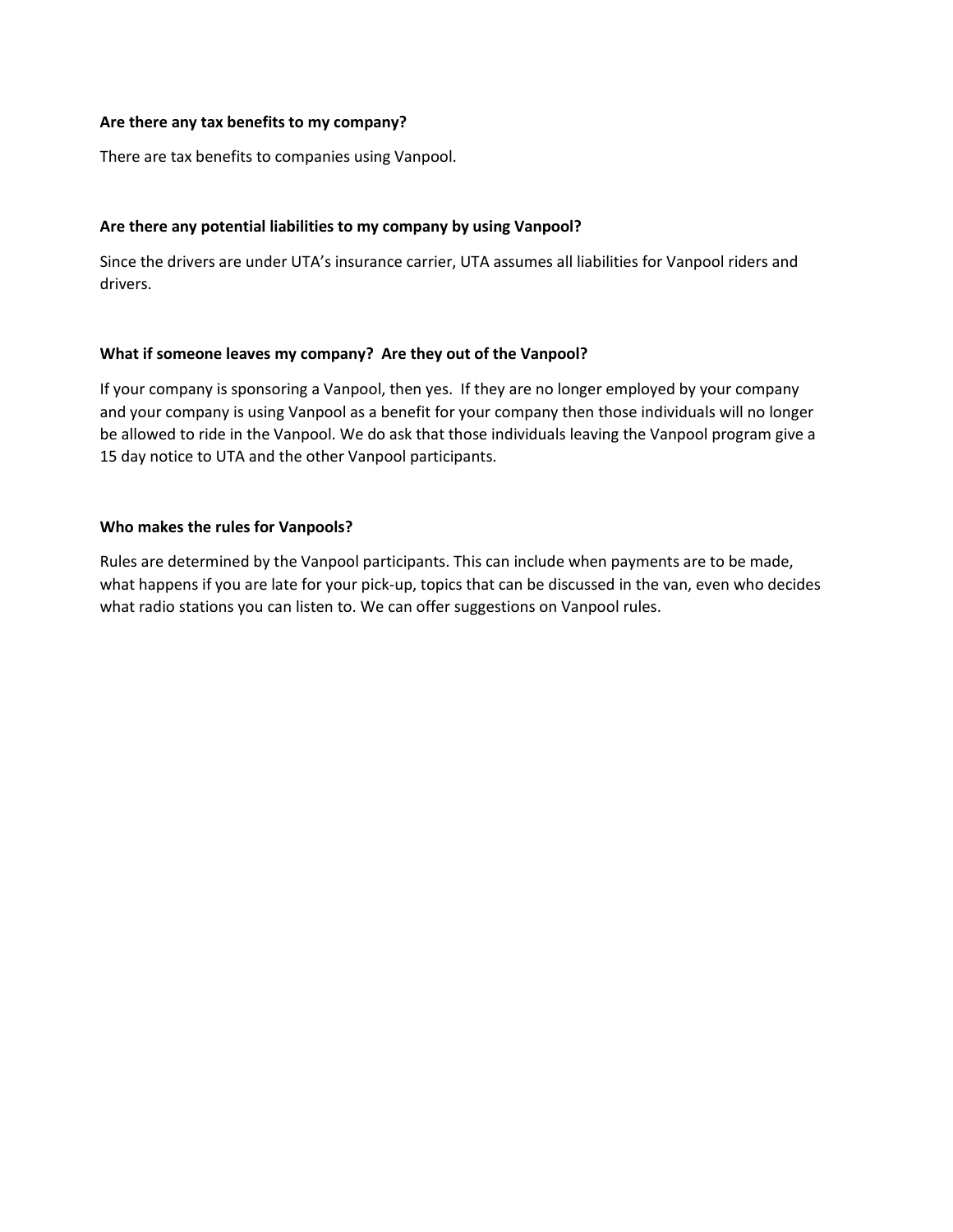**Are there any tax benefits to my company?**

There are tax benefits to companies using Vanpool.

**Are there any potential liabilities to my company by using Vanpool?**

Since the drivers are under UTA's insurance carrier, UTA assumes all liabilities for Vanpool riders and drivers.

**What if someone leaves my company? Are they out of the Vanpool?**

If your company is sponsoring a Vanpool, then yes. If they are no longer employed by your company and your company is using Vanpool as a benefit for your company then those individuals will no longer be allowed to ride in the Vanpool. We do ask that those individuals leaving the Vanpool program give a 15 day notice to UTA and the other Vanpool participants.

**Who makes the rules for Vanpools?**

Rules are determined by the Vanpool participants. This can include when payments are to be made, what happens if you are late for your pick-up, topics that can be discussed in the van, even who decides what radio stations you can listen to. We can offer suggestions on Vanpool rules.